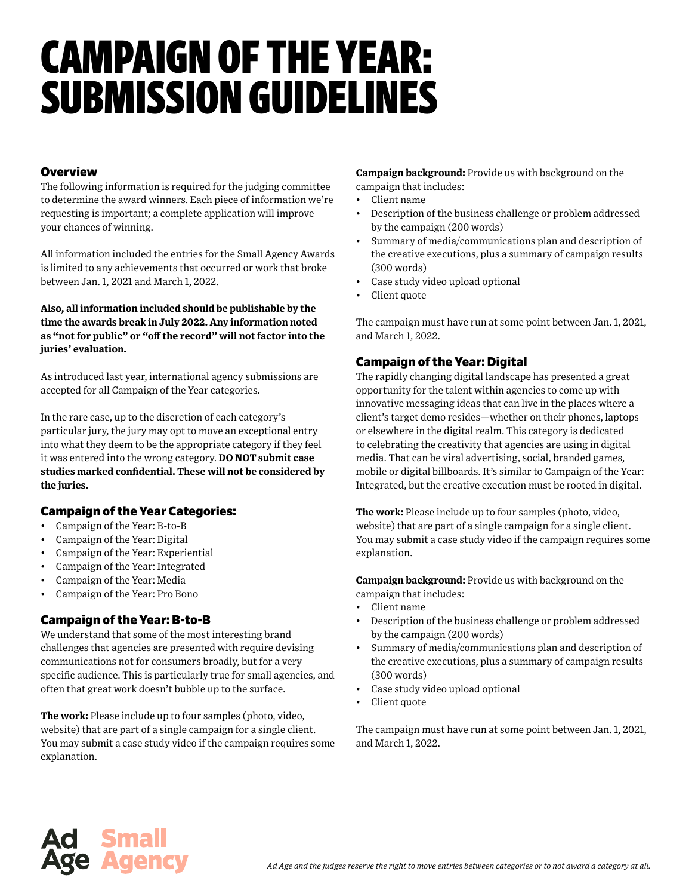# CAMPAIGN OF THE YEAR: SUBMISSION GUIDELINES

## Overview

The following information is required for the judging committee to determine the award winners. Each piece of information we're requesting is important; a complete application will improve your chances of winning.

All information included the entries for the Small Agency Awards is limited to any achievements that occurred or work that broke between Jan. 1, 2021 and March 1, 2022.

**Also, all information included should be publishable by the time the awards break in July 2022. Any information noted as "not for public" or "off the record" will not factor into the juries' evaluation.**

As introduced last year, international agency submissions are accepted for all Campaign of the Year categories.

In the rare case, up to the discretion of each category's particular jury, the jury may opt to move an exceptional entry into what they deem to be the appropriate category if they feel it was entered into the wrong category. **DO NOT submit case studies marked confidential. These will not be considered by the juries.**

## Campaign of the Year Categories:

- Campaign of the Year: B-to-B
- Campaign of the Year: Digital
- Campaign of the Year: Experiential
- Campaign of the Year: Integrated
- Campaign of the Year: Media
- Campaign of the Year: Pro Bono

## Campaign of the Year: B-to-B

We understand that some of the most interesting brand challenges that agencies are presented with require devising communications not for consumers broadly, but for a very specific audience. This is particularly true for small agencies, and often that great work doesn't bubble up to the surface.

**The work:** Please include up to four samples (photo, video, website) that are part of a single campaign for a single client. You may submit a case study video if the campaign requires some explanation.

**Campaign background:** Provide us with background on the campaign that includes:

- Client name
- Description of the business challenge or problem addressed by the campaign (200 words)
- Summary of media/communications plan and description of the creative executions, plus a summary of campaign results (300 words)
- Case study video upload optional
- Client quote

The campaign must have run at some point between Jan. 1, 2021, and March 1, 2022.

## Campaign of the Year: Digital

The rapidly changing digital landscape has presented a great opportunity for the talent within agencies to come up with innovative messaging ideas that can live in the places where a client's target demo resides—whether on their phones, laptops or elsewhere in the digital realm. This category is dedicated to celebrating the creativity that agencies are using in digital media. That can be viral advertising, social, branded games, mobile or digital billboards. It's similar to Campaign of the Year: Integrated, but the creative execution must be rooted in digital.

**The work:** Please include up to four samples (photo, video, website) that are part of a single campaign for a single client. You may submit a case study video if the campaign requires some explanation.

**Campaign background:** Provide us with background on the campaign that includes:

- Client name
- Description of the business challenge or problem addressed by the campaign (200 words)
- Summary of media/communications plan and description of the creative executions, plus a summary of campaign results (300 words)
- Case study video upload optional
- Client quote

The campaign must have run at some point between Jan. 1, 2021, and March 1, 2022.

*Ad Age and the judges reserve the right to move entries between categories or to not award a category at all.*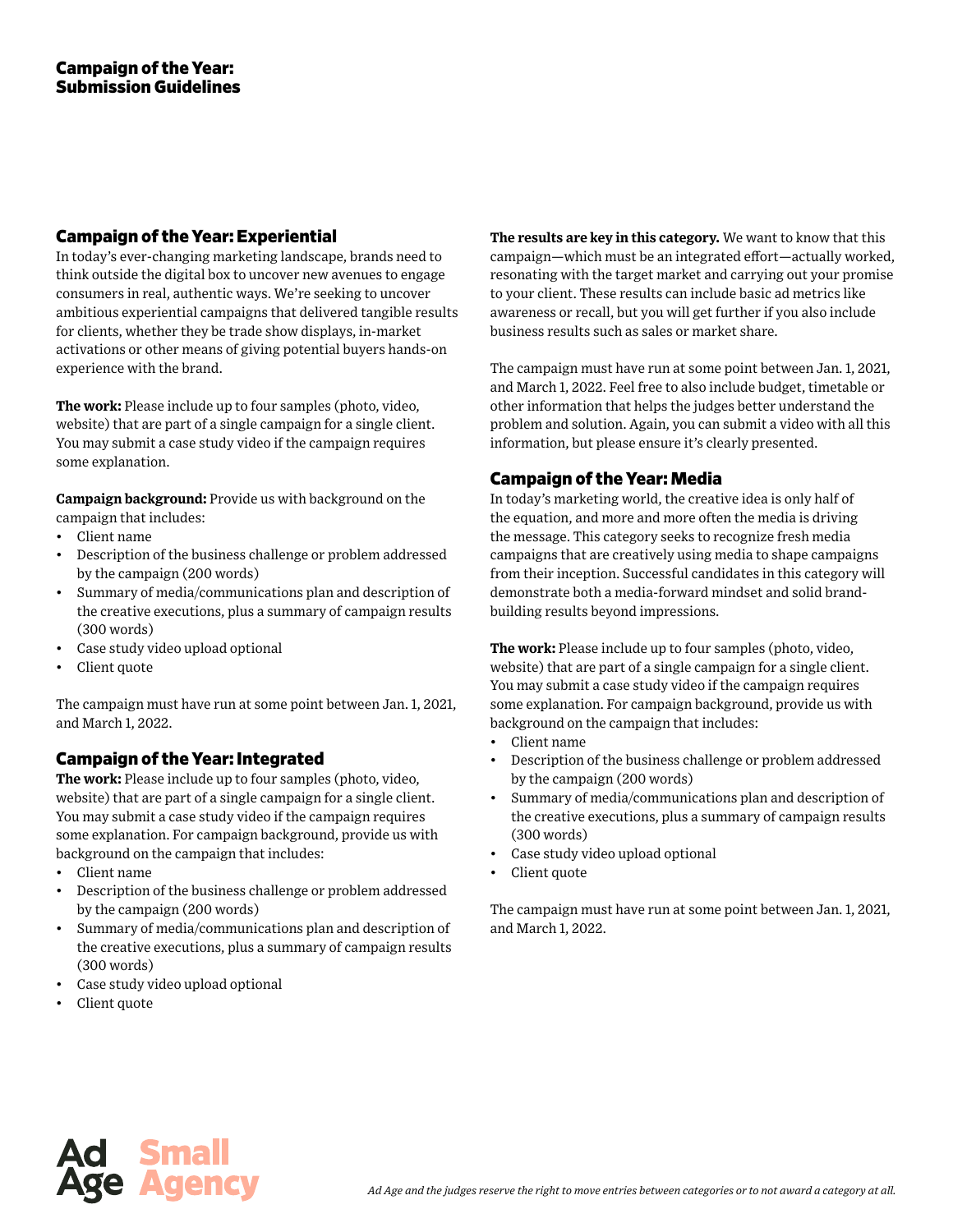# Campaign of the Year: Submission Guidelines

## Campaign of the Year: Experiential

In today's ever-changing marketing landscape, brands need to think outside the digital box to uncover new avenues to engage consumers in real, authentic ways. We're seeking to uncover ambitious experiential campaigns that delivered tangible results for clients, whether they be trade show displays, in-market activations or other means of giving potential buyers hands-on experience with the brand.

**The work:** Please include up to four samples (photo, video, website) that are part of a single campaign for a single client. You may submit a case study video if the campaign requires some explanation.

**Campaign background:** Provide us with background on the campaign that includes:

- Client name
- Description of the business challenge or problem addressed by the campaign (200 words)
- Summary of media/communications plan and description of the creative executions, plus a summary of campaign results (300 words)
- Case study video upload optional
- Client quote

The campaign must have run at some point between Jan. 1, 2021, and March 1, 2022.

## Campaign of the Year: Integrated

**The work:** Please include up to four samples (photo, video, website) that are part of a single campaign for a single client. You may submit a case study video if the campaign requires some explanation. For campaign background, provide us with background on the campaign that includes:

- Client name
- Description of the business challenge or problem addressed by the campaign (200 words)
- Summary of media/communications plan and description of the creative executions, plus a summary of campaign results (300 words)
- Case study video upload optional
- Client quote

**The results are key in this category.** We want to know that this campaign—which must be an integrated effort—actually worked, resonating with the target market and carrying out your promise to your client. These results can include basic ad metrics like awareness or recall, but you will get further if you also include business results such as sales or market share.

The campaign must have run at some point between Jan. 1, 2021, and March 1, 2022. Feel free to also include budget, timetable or other information that helps the judges better understand the problem and solution. Again, you can submit a video with all this information, but please ensure it's clearly presented.

## Campaign of the Year: Media

In today's marketing world, the creative idea is only half of the equation, and more and more often the media is driving the message. This category seeks to recognize fresh media campaigns that are creatively using media to shape campaigns from their inception. Successful candidates in this category will demonstrate both a media-forward mindset and solid brand-building results beyond impressions.

**The work:** Please include up to four samples (photo, video, website) that are part of a single campaign for a single client. You may submit a case study video if the campaign requires some explanation. For campaign background, provide us with background on the campaign that includes:

- Client name
- Description of the business challenge or problem addressed by the campaign (200 words)
- Summary of media/communications plan and description of the creative executions, plus a summary of campaign results (300 words)
- Case study video upload optional
- Client quote

The campaign must have run at some point between Jan. 1, 2021, and March 1, 2022.

*Ad Age and the judges reserve the right to move entries between categories or to not award a category at all.*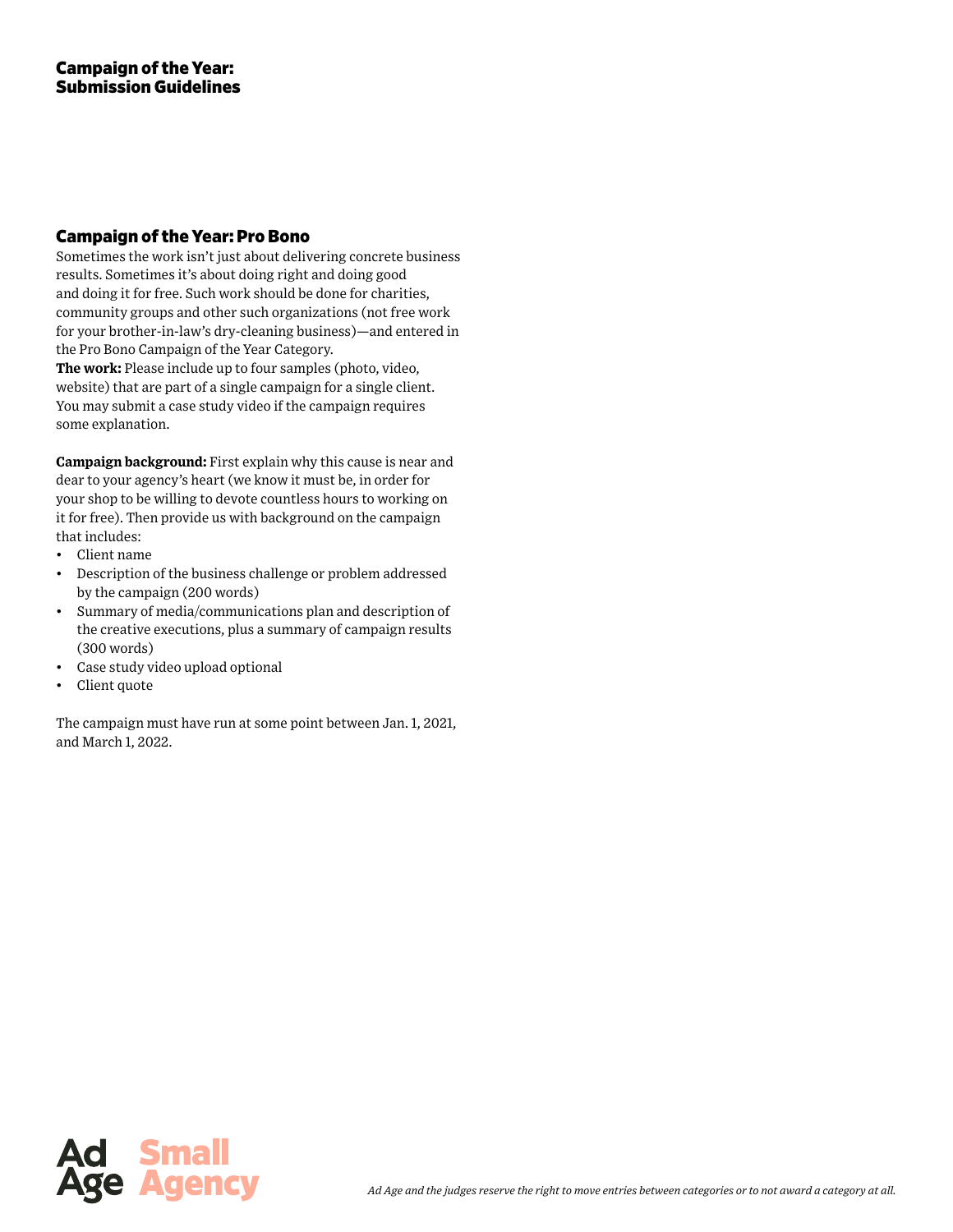# Campaign of the Year: Submission Guidelines

## Campaign of the Year: Pro Bono

Sometimes the work isn't just about delivering concrete business results. Sometimes it's about doing right and doing good and doing it for free. Such work should be done for charities, community groups and other such organizations (not free work for your brother-in-law's dry-cleaning business)—and entered in the Pro Bono Campaign of the Year Category.

**The work:** Please include up to four samples (photo, video, website) that are part of a single campaign for a single client. You may submit a case study video if the campaign requires some explanation.

**Campaign background:** First explain why this cause is near and dear to your agency's heart (we know it must be, in order for your shop to be willing to devote countless hours to working on it for free). Then provide us with background on the campaign that includes:

- Client name
- Description of the business challenge or problem addressed by the campaign (200 words)
- Summary of media/communications plan and description of the creative executions, plus a summary of campaign results (300 words)
- Case study video upload optional
- Client quote

The campaign must have run at some point between Jan. 1, 2021, and March 1, 2022.

Ad Age Small Agency

*Ad Age and the judges reserve the right to move entries between categories or to not award a category at all.*